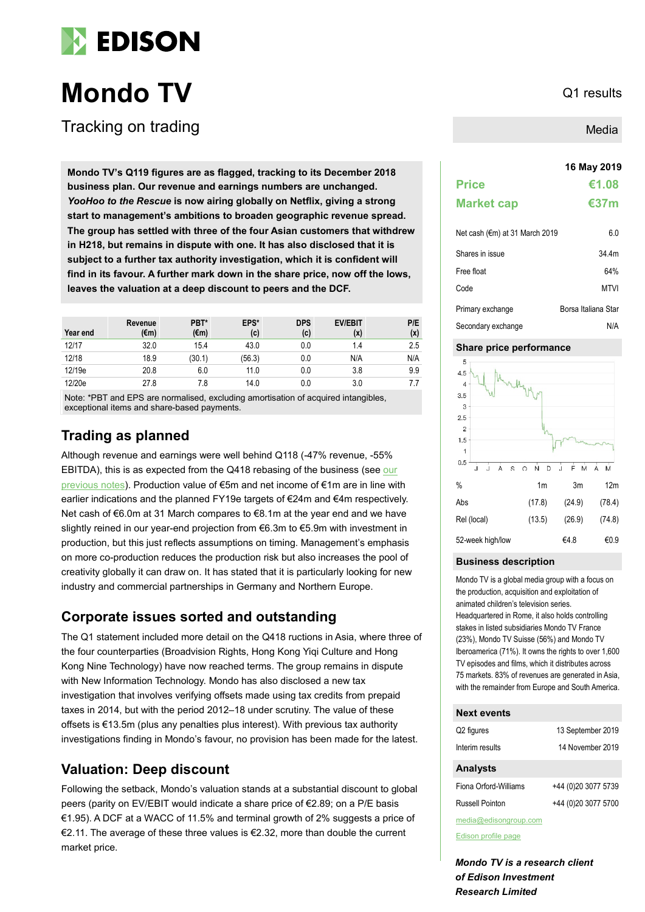# Mondo TV

Q1 results

## Tracking on trading

Media

**Mondo TV's Q119 figures are as flagged, tracking to its December 2018 business plan. Our revenue and earnings numbers are unchanged. *YooHoo to the Rescue* is now airing globally on Netflix, giving a strong start to management's ambitions to broaden geographic revenue spread. The group has settled with three of the four Asian customers that withdrew in H218, but remains in dispute with one. It has also disclosed that it is subject to a further tax authority investigation, which it is confident will find in its favour. A further mark down in the share price, now off the lows, leaves the valuation at a deep discount to peers and the DCF.**

| Year end | Revenue (€m) | PBT* (€m) | EPS* (c) | DPS (c) | EV/EBIT (x) | P/E (x) |
|---|---|---|---|---|---|---|
| 12/17 | 32.0 | 15.4 | 43.0 | 0.0 | 1.4 | 2.5 |
| 12/18 | 18.9 | (30.1) | (56.3) | 0.0 | N/A | N/A |
| 12/19e | 20.8 | 6.0 | 11.0 | 0.0 | 3.8 | 9.9 |
| 12/20e | 27.8 | 7.8 | 14.0 | 0.0 | 3.0 | 7.7 |

Note: *PBT and EPS are normalised, excluding amortisation of acquired intangibles, exceptional items and share-based payments.

## Trading as planned

Although revenue and earnings were well behind Q118 (-47% revenue, -55% EBITDA), this is as expected from the Q418 rebasing of the business (see our previous notes). Production value of €5m and net income of €1m are in line with earlier indications and the planned FY19e targets of €24m and €4m respectively. Net cash of €6.0m at 31 March compares to €8.1m at the year end and we have slightly reined in our year-end projection from €6.3m to €5.9m with investment in production, but this just reflects assumptions on timing. Management's emphasis on more co-production reduces the production risk but also increases the pool of creativity globally it can draw on. It has stated that it is particularly looking for new industry and commercial partnerships in Germany and Northern Europe.

## Corporate issues sorted and outstanding

The Q1 statement included more detail on the Q418 ructions in Asia, where three of the four counterparties (Broadvision Rights, Hong Kong Yiqi Culture and Hong Kong Nine Technology) have now reached terms. The group remains in dispute with New Information Technology. Mondo has also disclosed a new tax investigation that involves verifying offsets made using tax credits from prepaid taxes in 2014, but with the period 2012–18 under scrutiny. The value of these offsets is €13.5m (plus any penalties plus interest). With previous tax authority investigations finding in Mondo's favour, no provision has been made for the latest.

## Valuation: Deep discount

Following the setback, Mondo's valuation stands at a substantial discount to global peers (parity on EV/EBIT would indicate a share price of €2.89; on a P/E basis €1.95). A DCF at a WACC of 11.5% and terminal growth of 2% suggests a price of €2.11. The average of these three values is €2.32, more than double the current market price.

**16 May 2019**

| | |
|---|---|
| **Price** | **€1.08** |
| **Market cap** | **€37m** |

| | |
|---|---|
| Net cash (€m) at 31 March 2019 | 6.0 |
| Shares in issue | 34.4m |
| Free float | 64% |
| Code | MTVI |
| Primary exchange | Borsa Italiana Star |
| Secondary exchange | N/A |

### Share price performance

| % | 1m | 3m | 12m |
|---|---|---|---|
| Abs | (17.8) | (24.9) | (78.4) |
| Rel (local) | (13.5) | (26.9) | (74.8) |
| 52-week high/low | | €4.8 | €0.9 |

### Business description

Mondo TV is a global media group with a focus on the production, acquisition and exploitation of animated children's television series. Headquartered in Rome, it also holds controlling stakes in listed subsidiaries Mondo TV France (23%), Mondo TV Suisse (56%) and Mondo TV Iberoamerica (71%). It owns the rights to over 1,600 TV episodes and films, which it distributes across 75 markets. 83% of revenues are generated in Asia, with the remainder from Europe and South America.

### Next events

| | |
|---|---|
| Q2 figures | 13 September 2019 |
| Interim results | 14 November 2019 |

### Analysts

| | |
|---|---|
| Fiona Orford-Williams | +44 (0)20 3077 5739 |
| Russell Pointon | +44 (0)20 3077 5700 |

media@edisongroup.com

Edison profile page

***Mondo TV is a research client of Edison Investment Research Limited***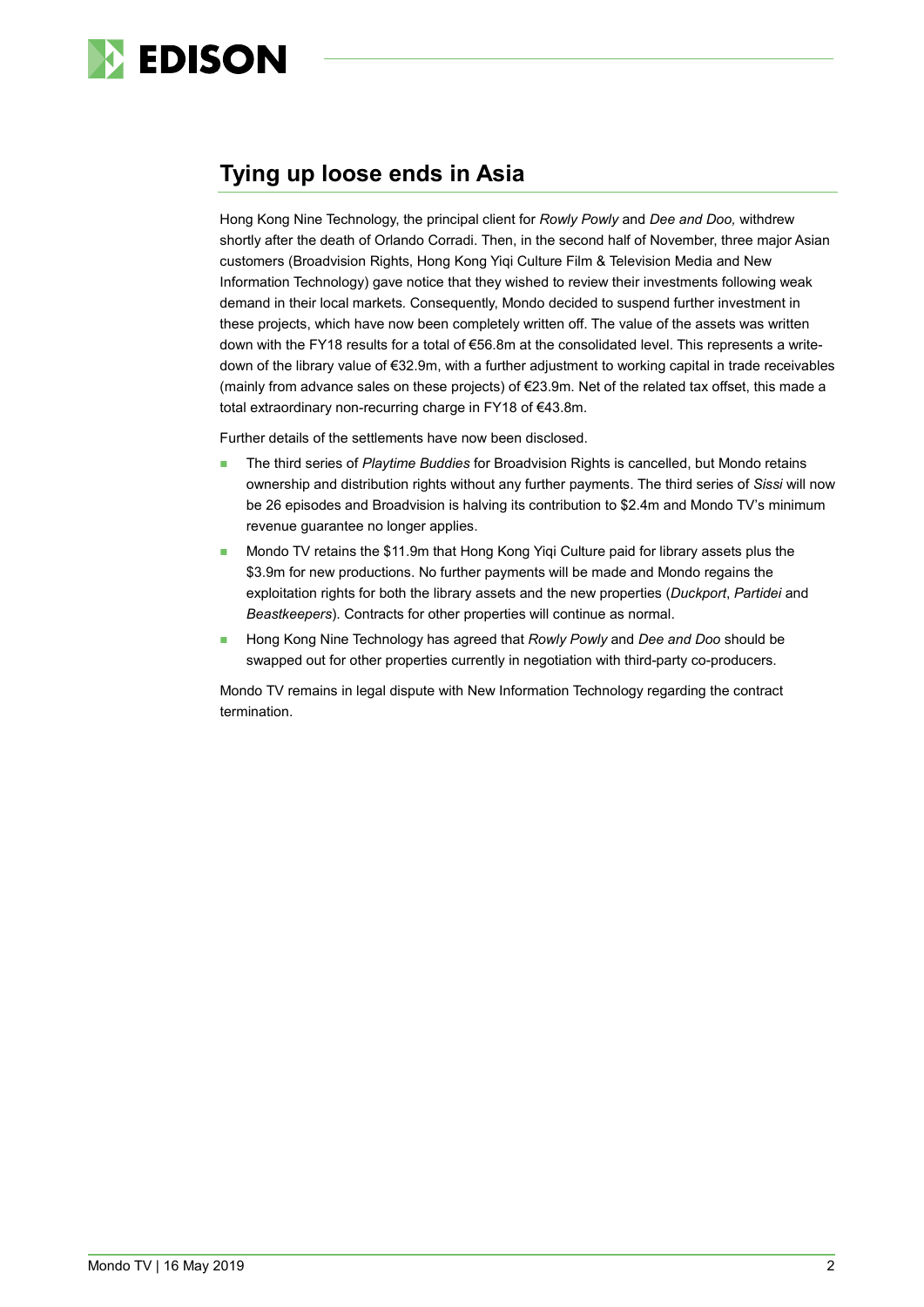## Tying up loose ends in Asia

Hong Kong Nine Technology, the principal client for *Rowly Powly* and *Dee and Doo,* withdrew shortly after the death of Orlando Corradi. Then, in the second half of November, three major Asian customers (Broadvision Rights, Hong Kong Yiqi Culture Film & Television Media and New Information Technology) gave notice that they wished to review their investments following weak demand in their local markets. Consequently, Mondo decided to suspend further investment in these projects, which have now been completely written off. The value of the assets was written down with the FY18 results for a total of €56.8m at the consolidated level. This represents a write-down of the library value of €32.9m, with a further adjustment to working capital in trade receivables (mainly from advance sales on these projects) of €23.9m. Net of the related tax offset, this made a total extraordinary non-recurring charge in FY18 of €43.8m.

Further details of the settlements have now been disclosed.

- The third series of *Playtime Buddies* for Broadvision Rights is cancelled, but Mondo retains ownership and distribution rights without any further payments. The third series of *Sissi* will now be 26 episodes and Broadvision is halving its contribution to $2.4m and Mondo TV's minimum revenue guarantee no longer applies.
- Mondo TV retains the $11.9m that Hong Kong Yiqi Culture paid for library assets plus the $3.9m for new productions. No further payments will be made and Mondo regains the exploitation rights for both the library assets and the new properties (*Duckport*, *Partidei* and *Beastkeepers*). Contracts for other properties will continue as normal.
- Hong Kong Nine Technology has agreed that *Rowly Powly* and *Dee and Doo* should be swapped out for other properties currently in negotiation with third-party co-producers.

Mondo TV remains in legal dispute with New Information Technology regarding the contract termination.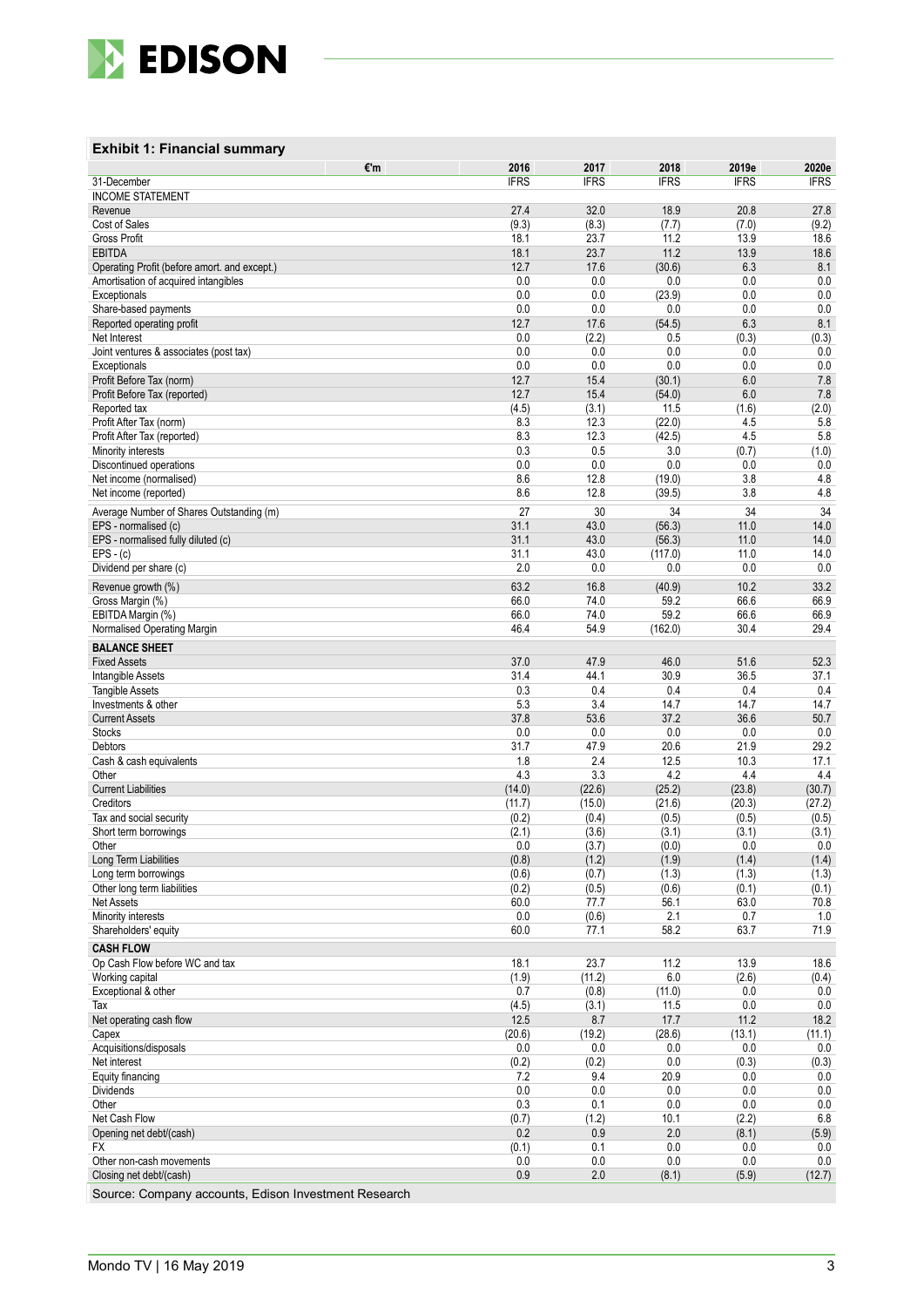## Exhibit 1: Financial summary

| €'m | 2016 | 2017 | 2018 | 2019e | 2020e |
|---|---|---|---|---|---|
| 31-December | IFRS | IFRS | IFRS | IFRS | IFRS |
| **INCOME STATEMENT** | | | | | |
| Revenue | 27.4 | 32.0 | 18.9 | 20.8 | 27.8 |
| Cost of Sales | (9.3) | (8.3) | (7.7) | (7.0) | (9.2) |
| Gross Profit | 18.1 | 23.7 | 11.2 | 13.9 | 18.6 |
| EBITDA | 18.1 | 23.7 | 11.2 | 13.9 | 18.6 |
| Operating Profit (before amort. and except.) | 12.7 | 17.6 | (30.6) | 6.3 | 8.1 |
| Amortisation of acquired intangibles | 0.0 | 0.0 | 0.0 | 0.0 | 0.0 |
| Exceptionals | 0.0 | 0.0 | (23.9) | 0.0 | 0.0 |
| Share-based payments | 0.0 | 0.0 | 0.0 | 0.0 | 0.0 |
| Reported operating profit | 12.7 | 17.6 | (54.5) | 6.3 | 8.1 |
| Net Interest | 0.0 | (2.2) | 0.5 | (0.3) | (0.3) |
| Joint ventures & associates (post tax) | 0.0 | 0.0 | 0.0 | 0.0 | 0.0 |
| Exceptionals | 0.0 | 0.0 | 0.0 | 0.0 | 0.0 |
| Profit Before Tax (norm) | 12.7 | 15.4 | (30.1) | 6.0 | 7.8 |
| Profit Before Tax (reported) | 12.7 | 15.4 | (54.0) | 6.0 | 7.8 |
| Reported tax | (4.5) | (3.1) | 11.5 | (1.6) | (2.0) |
| Profit After Tax (norm) | 8.3 | 12.3 | (22.0) | 4.5 | 5.8 |
| Profit After Tax (reported) | 8.3 | 12.3 | (42.5) | 4.5 | 5.8 |
| Minority interests | 0.3 | 0.5 | 3.0 | (0.7) | (1.0) |
| Discontinued operations | 0.0 | 0.0 | 0.0 | 0.0 | 0.0 |
| Net income (normalised) | 8.6 | 12.8 | (19.0) | 3.8 | 4.8 |
| Net income (reported) | 8.6 | 12.8 | (39.5) | 3.8 | 4.8 |
| Average Number of Shares Outstanding (m) | 27 | 30 | 34 | 34 | 34 |
| EPS - normalised (c) | 31.1 | 43.0 | (56.3) | 11.0 | 14.0 |
| EPS - normalised fully diluted (c) | 31.1 | 43.0 | (56.3) | 11.0 | 14.0 |
| EPS - (c) | 31.1 | 43.0 | (117.0) | 11.0 | 14.0 |
| Dividend per share (c) | 2.0 | 0.0 | 0.0 | 0.0 | 0.0 |
| Revenue growth (%) | 63.2 | 16.8 | (40.9) | 10.2 | 33.2 |
| Gross Margin (%) | 66.0 | 74.0 | 59.2 | 66.6 | 66.9 |
| EBITDA Margin (%) | 66.0 | 74.0 | 59.2 | 66.6 | 66.9 |
| Normalised Operating Margin | 46.4 | 54.9 | (162.0) | 30.4 | 29.4 |
| **BALANCE SHEET** | | | | | |
| Fixed Assets | 37.0 | 47.9 | 46.0 | 51.6 | 52.3 |
| Intangible Assets | 31.4 | 44.1 | 30.9 | 36.5 | 37.1 |
| Tangible Assets | 0.3 | 0.4 | 0.4 | 0.4 | 0.4 |
| Investments & other | 5.3 | 3.4 | 14.7 | 14.7 | 14.7 |
| Current Assets | 37.8 | 53.6 | 37.2 | 36.6 | 50.7 |
| Stocks | 0.0 | 0.0 | 0.0 | 0.0 | 0.0 |
| Debtors | 31.7 | 47.9 | 20.6 | 21.9 | 29.2 |
| Cash & cash equivalents | 1.8 | 2.4 | 12.5 | 10.3 | 17.1 |
| Other | 4.3 | 3.3 | 4.2 | 4.4 | 4.4 |
| Current Liabilities | (14.0) | (22.6) | (25.2) | (23.8) | (30.7) |
| Creditors | (11.7) | (15.0) | (21.6) | (20.3) | (27.2) |
| Tax and social security | (0.2) | (0.4) | (0.5) | (0.5) | (0.5) |
| Short term borrowings | (2.1) | (3.6) | (3.1) | (3.1) | (3.1) |
| Other | 0.0 | (3.7) | (0.0) | 0.0 | 0.0 |
| Long Term Liabilities | (0.8) | (1.2) | (1.9) | (1.4) | (1.4) |
| Long term borrowings | (0.6) | (0.7) | (1.3) | (1.3) | (1.3) |
| Other long term liabilities | (0.2) | (0.5) | (0.6) | (0.1) | (0.1) |
| Net Assets | 60.0 | 77.7 | 56.1 | 63.0 | 70.8 |
| Minority interests | 0.0 | (0.6) | 2.1 | 0.7 | 1.0 |
| Shareholders' equity | 60.0 | 77.1 | 58.2 | 63.7 | 71.9 |
| **CASH FLOW** | | | | | |
| Op Cash Flow before WC and tax | 18.1 | 23.7 | 11.2 | 13.9 | 18.6 |
| Working capital | (1.9) | (11.2) | 6.0 | (2.6) | (0.4) |
| Exceptional & other | 0.7 | (0.8) | (11.0) | 0.0 | 0.0 |
| Tax | (4.5) | (3.1) | 11.5 | 0.0 | 0.0 |
| Net operating cash flow | 12.5 | 8.7 | 17.7 | 11.2 | 18.2 |
| Capex | (20.6) | (19.2) | (28.6) | (13.1) | (11.1) |
| Acquisitions/disposals | 0.0 | 0.0 | 0.0 | 0.0 | 0.0 |
| Net interest | (0.2) | (0.2) | 0.0 | (0.3) | (0.3) |
| Equity financing | 7.2 | 9.4 | 20.9 | 0.0 | 0.0 |
| Dividends | 0.0 | 0.0 | 0.0 | 0.0 | 0.0 |
| Other | 0.3 | 0.1 | 0.0 | 0.0 | 0.0 |
| Net Cash Flow | (0.7) | (1.2) | 10.1 | (2.2) | 6.8 |
| Opening net debt/(cash) | 0.2 | 0.9 | 2.0 | (8.1) | (5.9) |
| FX | (0.1) | 0.1 | 0.0 | 0.0 | 0.0 |
| Other non-cash movements | 0.0 | 0.0 | 0.0 | 0.0 | 0.0 |
| Closing net debt/(cash) | 0.9 | 2.0 | (8.1) | (5.9) | (12.7) |

Source: Company accounts, Edison Investment Research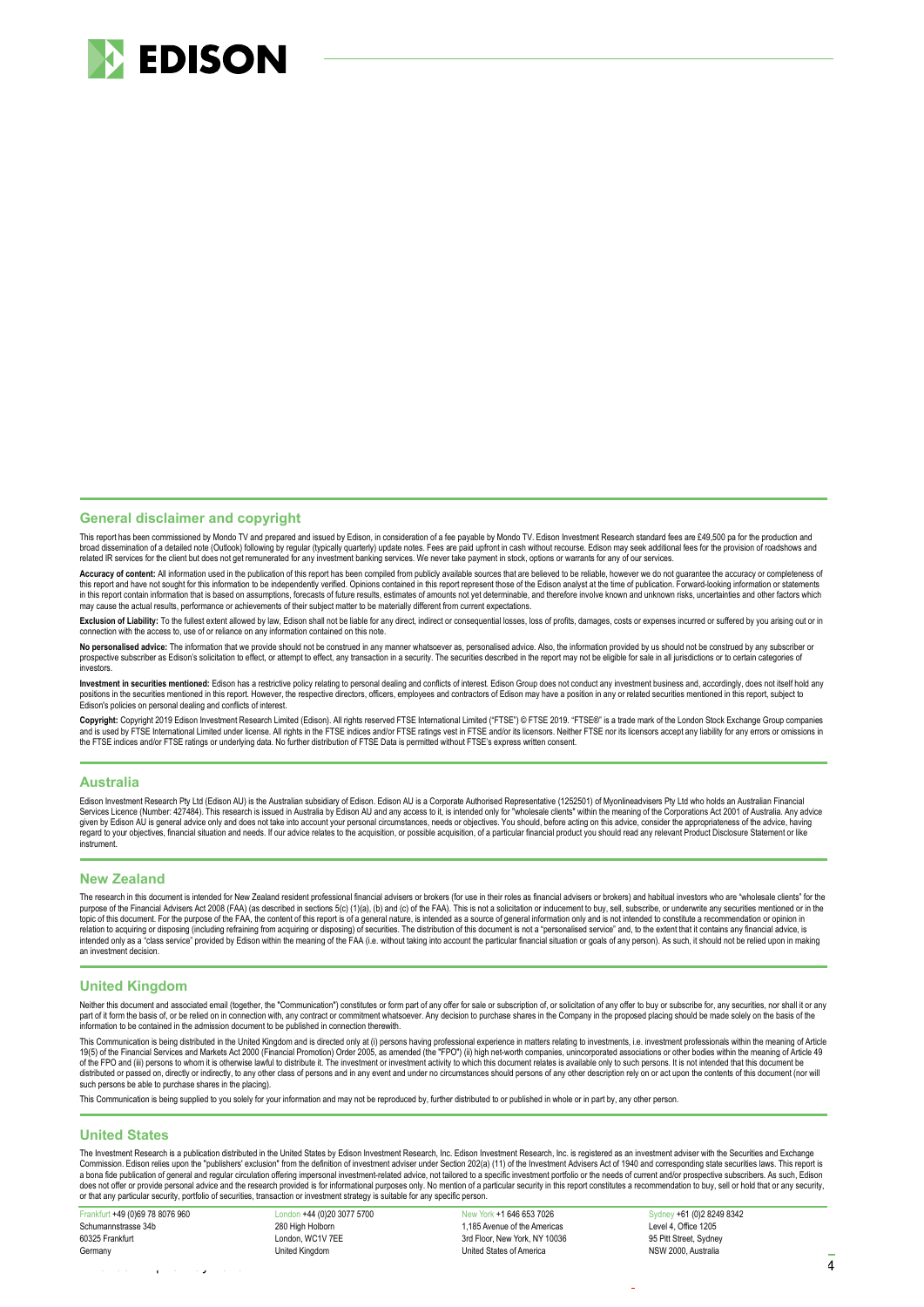## General disclaimer and copyright

This report has been commissioned by Mondo TV and prepared and issued by Edison, in consideration of a fee payable by Mondo TV. Edison Investment Research standard fees are £49,500 pa for the production and broad dissemination of a detailed note (Outlook) following by regular (typically quarterly) update notes. Fees are paid upfront in cash without recourse. Edison may seek additional fees for the provision of roadshows and related IR services for the client but does not get remunerated for any investment banking services. We never take payment in stock, options or warrants for any of our services.

**Accuracy of content:** All information used in the publication of this report has been compiled from publicly available sources that are believed to be reliable, however we do not guarantee the accuracy or completeness of this report and have not sought for this information to be independently verified. Opinions contained in this report represent those of the Edison analyst at the time of publication. Forward-looking information or statements in this report contain information that is based on assumptions, forecasts of future results, estimates of amounts not yet determinable, and therefore involve known and unknown risks, uncertainties and other factors which may cause the actual results, performance or achievements of their subject matter to be materially different from current expectations.

**Exclusion of Liability:** To the fullest extent allowed by law, Edison shall not be liable for any direct, indirect or consequential losses, loss of profits, damages, costs or expenses incurred or suffered by you arising out or in connection with the access to, use of or reliance on any information contained on this note.

**No personalised advice:** The information that we provide should not be construed in any manner whatsoever as, personalised advice. Also, the information provided by us should not be construed by any subscriber or prospective subscriber as Edison's solicitation to effect, or attempt to effect, any transaction in a security. The securities described in the report may not be eligible for sale in all jurisdictions or to certain categories of investors.

**Investment in securities mentioned:** Edison has a restrictive policy relating to personal dealing and conflicts of interest. Edison Group does not conduct any investment business and, accordingly, does not itself hold any positions in the securities mentioned in this report. However, the respective directors, officers, employees and contractors of Edison may have a position in any or related securities mentioned in this report, subject to Edison's policies on personal dealing and conflicts of interest.

**Copyright:** Copyright 2019 Edison Investment Research Limited (Edison). All rights reserved FTSE International Limited ("FTSE") © FTSE 2019. "FTSE®" is a trade mark of the London Stock Exchange Group companies and is used by FTSE International Limited under license. All rights in the FTSE indices and/or FTSE ratings vest in FTSE and/or its licensors. Neither FTSE nor its licensors accept any liability for any errors or omissions in the FTSE indices and/or FTSE ratings or underlying data. No further distribution of FTSE Data is permitted without FTSE's express written consent.

## Australia

Edison Investment Research Pty Ltd (Edison AU) is the Australian subsidiary of Edison. Edison AU is a Corporate Authorised Representative (1252501) of Myonlineadvisers Pty Ltd who holds an Australian Financial Services Licence (Number: 427484). This research is issued in Australia by Edison AU and any access to it, is intended only for "wholesale clients" within the meaning of the Corporations Act 2001 of Australia. Any advice given by Edison AU is general advice only and does not take into account your personal circumstances, needs or objectives. You should, before acting on this advice, consider the appropriateness of the advice, having regard to your objectives, financial situation and needs. If our advice relates to the acquisition, or possible acquisition, of a particular financial product you should read any relevant Product Disclosure Statement or like instrument.

## New Zealand

The research in this document is intended for New Zealand resident professional financial advisers or brokers (for use in their roles as financial advisers or brokers) and habitual investors who are "wholesale clients" for the purpose of the Financial Advisers Act 2008 (FAA) (as described in sections 5(c) (1)(a), (b) and (c) of the FAA). This is not a solicitation or inducement to buy, sell, subscribe, or underwrite any securities mentioned or in the topic of this document. For the purpose of the FAA, the content of this report is of a general nature, is intended as a source of general information only and is not intended to constitute a recommendation or opinion in relation to acquiring or disposing (including refraining from acquiring or disposing) of securities. The distribution of this document is not a "personalised service" and, to the extent that it contains any financial advice, is intended only as a "class service" provided by Edison within the meaning of the FAA (i.e. without taking into account the particular financial situation or goals of any person). As such, it should not be relied upon in making an investment decision.

## United Kingdom

Neither this document and associated email (together, the "Communication") constitutes or form part of any offer for sale or subscription of, or solicitation of any offer to buy or subscribe for, any securities, nor shall it or any part of it form the basis of, or be relied on in connection with, any contract or commitment whatsoever. Any decision to purchase shares in the Company in the proposed placing should be made solely on the basis of the information to be contained in the admission document to be published in connection therewith.

This Communication is being distributed in the United Kingdom and is directed only at (i) persons having professional experience in matters relating to investments, i.e. investment professionals within the meaning of Article 19(5) of the Financial Services and Markets Act 2000 (Financial Promotion) Order 2005, as amended (the "FPO") (ii) high net-worth companies, unincorporated associations or other bodies within the meaning of Article 49 of the FPO and (iii) persons to whom it is otherwise lawful to distribute it. The investment or investment activity to which this document relates is available only to such persons. It is not intended that this document be distributed or passed on, directly or indirectly, to any other class of persons and in any event and under no circumstances should persons of any other description rely on or act upon the contents of this document (nor will such persons be able to purchase shares in the placing).

This Communication is being supplied to you solely for your information and may not be reproduced by, further distributed to or published in whole or in part by, any other person.

## United States

The Investment Research is a publication distributed in the United States by Edison Investment Research, Inc. Edison Investment Research, Inc. is registered as an investment adviser with the Securities and Exchange Commission. Edison relies upon the "publishers' exclusion" from the definition of investment adviser under Section 202(a) (11) of the Investment Advisers Act of 1940 and corresponding state securities laws. This report is a bona fide publication of general and regular circulation offering impersonal investment-related advice, not tailored to a specific investment portfolio or the needs of current and/or prospective subscribers. As such, Edison does not offer or provide personal advice and the research provided is for informational purposes only. No mention of a particular security in this report constitutes a recommendation to buy, sell or hold that or any security, or that any particular security, portfolio of securities, transaction or investment strategy is suitable for any specific person.

Frankfurt +49 (0)69 78 8076 960
Schumannstrasse 34b
60325 Frankfurt
Germany

London +44 (0)20 3077 5700
280 High Holborn
London, WC1V 7EE
United Kingdom

New York +1 646 653 7026
1,185 Avenue of the Americas
3rd Floor, New York, NY 10036
United States of America

Sydney +61 (0)2 8249 8342
Level 4, Office 1205
95 Pitt Street, Sydney
NSW 2000, Australia